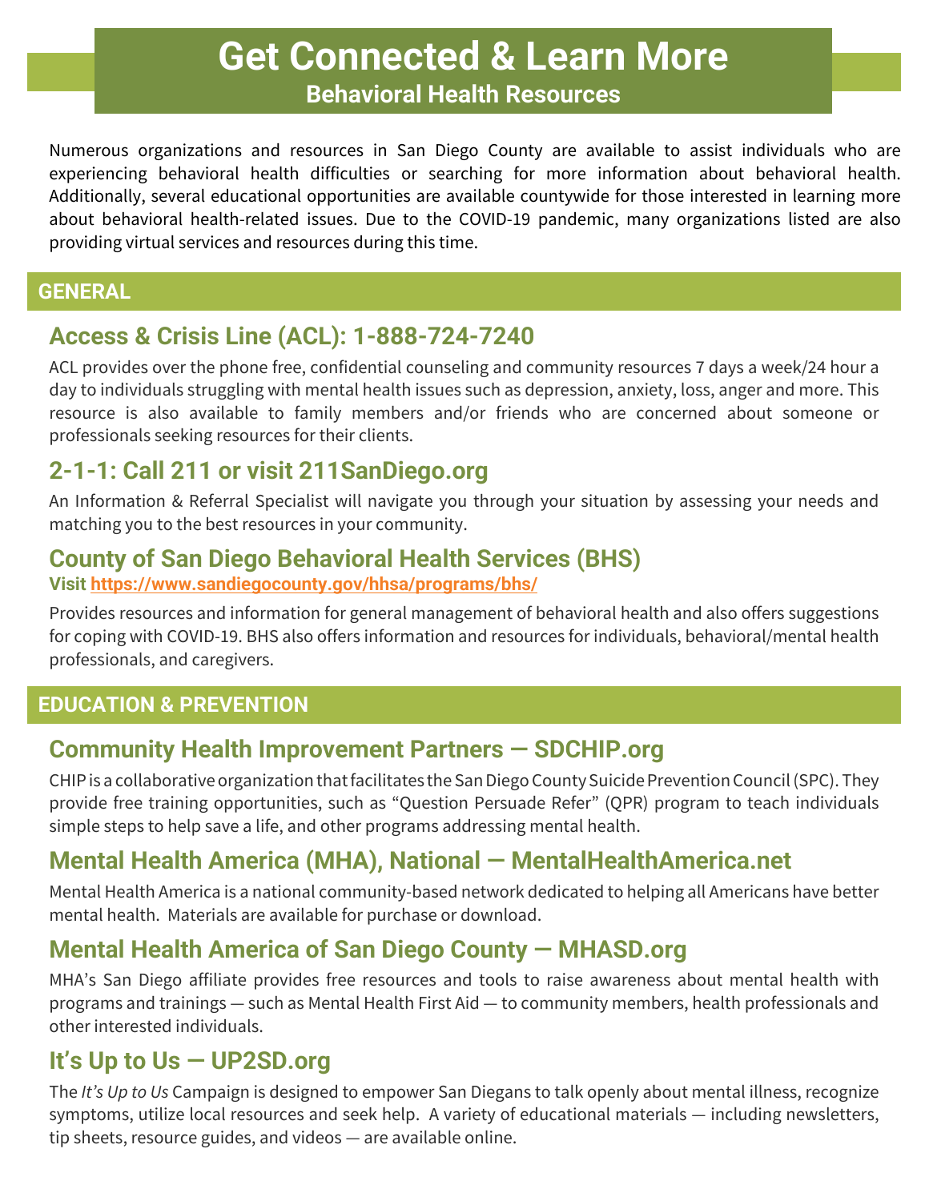# Get Connected & Learn More

## Behavioral Health Resources

Numerous organizations and resources in San Diego County are available to assist individuals who are experiencing behavioral health difficulties or searching for more information about behavioral health. Additionally, several educational opportunities are available countywide for those interested in learning more about behavioral health-related issues. Due to the COVID-19 pandemic, many organizations listed are also providing virtual services and resources during this time.

## GENERAL

### Access & Crisis Line (ACL): 1-888-724-7240

ACL provides over the phone free, confidential counseling and community resources 7 days a week/24 hour a day to individuals struggling with mental health issues such as depression, anxiety, loss, anger and more. This resource is also available to family members and/or friends who are concerned about someone or professionals seeking resources for their clients.

### 2-1-1: Call 211 or visit 211SanDiego.org

An Information & Referral Specialist will navigate you through your situation by assessing your needs and matching you to the best resources in your community.

### County of San Diego Behavioral Health Services (BHS)

**Visit https://www.sandiegocounty.gov/hhsa/programs/bhs/**

Provides resources and information for general management of behavioral health and also offers suggestions for coping with COVID-19. BHS also offers information and resources for individuals, behavioral/mental health professionals, and caregivers.

## EDUCATION & PREVENTION

### Community Health Improvement Partners — SDCHIP.org

CHIP is a collaborative organization that facilitates the San Diego County Suicide Prevention Council (SPC). They provide free training opportunities, such as "Question Persuade Refer" (QPR) program to teach individuals simple steps to help save a life, and other programs addressing mental health.

### Mental Health America (MHA), National — MentalHealthAmerica.net

Mental Health America is a national community-based network dedicated to helping all Americans have better mental health. Materials are available for purchase or download.

### Mental Health America of San Diego County — MHASD.org

MHA's San Diego affiliate provides free resources and tools to raise awareness about mental health with programs and trainings — such as Mental Health First Aid — to community members, health professionals and other interested individuals.

### It's Up to Us — UP2SD.org

The *It's Up to Us* Campaign is designed to empower San Diegans to talk openly about mental illness, recognize symptoms, utilize local resources and seek help. A variety of educational materials — including newsletters, tip sheets, resource guides, and videos — are available online.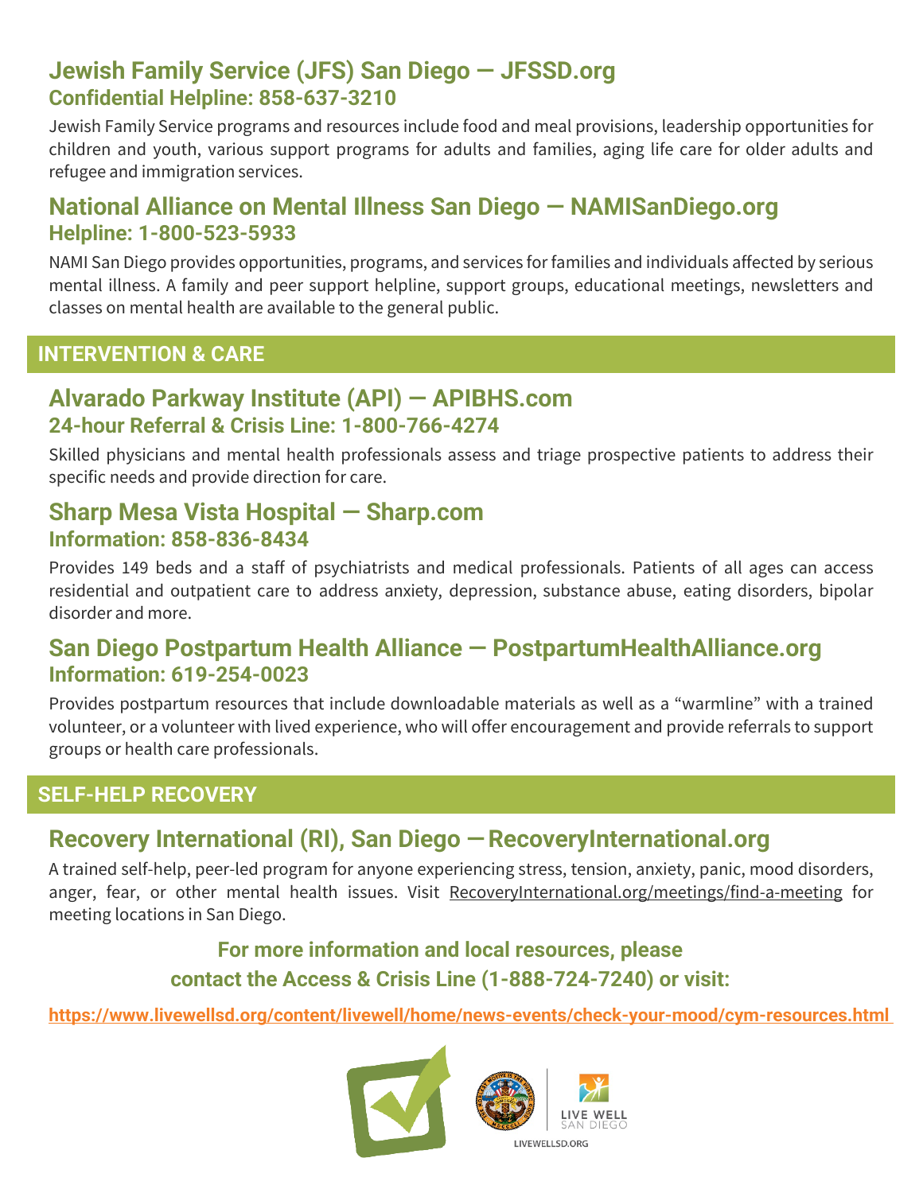## Jewish Family Service (JFS) San Diego — JFSSD.org
### Confidential Helpline: 858-637-3210

Jewish Family Service programs and resources include food and meal provisions, leadership opportunities for children and youth, various support programs for adults and families, aging life care for older adults and refugee and immigration services.

## National Alliance on Mental Illness San Diego — NAMISanDiego.org
### Helpline: 1-800-523-5933

NAMI San Diego provides opportunities, programs, and services for families and individuals affected by serious mental illness. A family and peer support helpline, support groups, educational meetings, newsletters and classes on mental health are available to the general public.

# INTERVENTION & CARE

## Alvarado Parkway Institute (API) — APIBHS.com
### 24-hour Referral & Crisis Line: 1-800-766-4274

Skilled physicians and mental health professionals assess and triage prospective patients to address their specific needs and provide direction for care.

## Sharp Mesa Vista Hospital — Sharp.com
### Information: 858-836-8434

Provides 149 beds and a staff of psychiatrists and medical professionals. Patients of all ages can access residential and outpatient care to address anxiety, depression, substance abuse, eating disorders, bipolar disorder and more.

## San Diego Postpartum Health Alliance — PostpartumHealthAlliance.org
### Information: 619-254-0023

Provides postpartum resources that include downloadable materials as well as a "warmline" with a trained volunteer, or a volunteer with lived experience, who will offer encouragement and provide referrals to support groups or health care professionals.

# SELF-HELP RECOVERY

## Recovery International (RI), San Diego — RecoveryInternational.org

A trained self-help, peer-led program for anyone experiencing stress, tension, anxiety, panic, mood disorders, anger, fear, or other mental health issues. Visit RecoveryInternational.org/meetings/find-a-meeting for meeting locations in San Diego.

**For more information and local resources, please contact the Access & Crisis Line (1-888-724-7240) or visit:**

https://www.livewellsd.org/content/livewell/home/news-events/check-your-mood/cym-resources.html

LIVE WELL SAN DIEGO

LIVEWELLSD.ORG